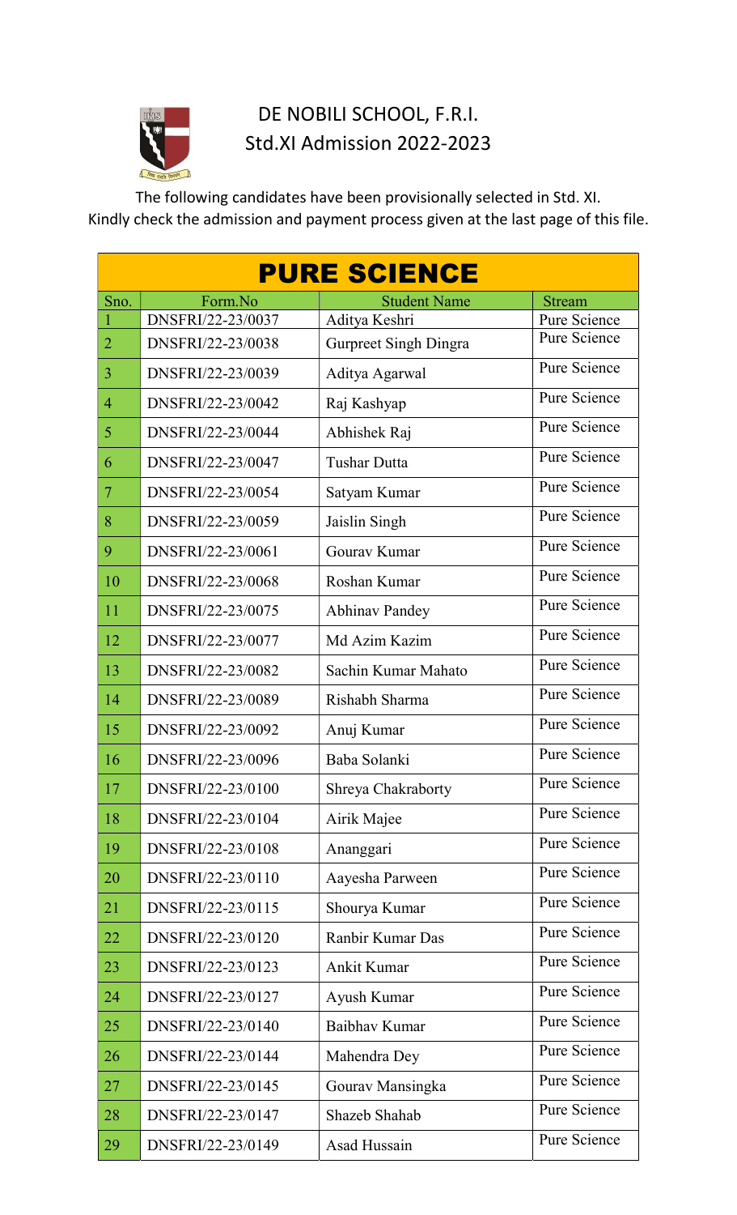# DE NOBILI SCHOOL, F.R.I.

## Std.XI Admission 2022-2023

The following candidates have been provisionally selected in Std. XI.
Kindly check the admission and payment process given at the last page of this file.

| PURE SCIENCE | | | |
|---|---|---|---|
| Sno. | Form.No | Student Name | Stream |
| 1 | DNSFRI/22-23/0037 | Aditya Keshri | Pure Science |
| 2 | DNSFRI/22-23/0038 | Gurpreet Singh Dingra | Pure Science |
| 3 | DNSFRI/22-23/0039 | Aditya Agarwal | Pure Science |
| 4 | DNSFRI/22-23/0042 | Raj Kashyap | Pure Science |
| 5 | DNSFRI/22-23/0044 | Abhishek Raj | Pure Science |
| 6 | DNSFRI/22-23/0047 | Tushar Dutta | Pure Science |
| 7 | DNSFRI/22-23/0054 | Satyam Kumar | Pure Science |
| 8 | DNSFRI/22-23/0059 | Jaislin Singh | Pure Science |
| 9 | DNSFRI/22-23/0061 | Gourav Kumar | Pure Science |
| 10 | DNSFRI/22-23/0068 | Roshan Kumar | Pure Science |
| 11 | DNSFRI/22-23/0075 | Abhinav Pandey | Pure Science |
| 12 | DNSFRI/22-23/0077 | Md Azim Kazim | Pure Science |
| 13 | DNSFRI/22-23/0082 | Sachin Kumar Mahato | Pure Science |
| 14 | DNSFRI/22-23/0089 | Rishabh Sharma | Pure Science |
| 15 | DNSFRI/22-23/0092 | Anuj Kumar | Pure Science |
| 16 | DNSFRI/22-23/0096 | Baba Solanki | Pure Science |
| 17 | DNSFRI/22-23/0100 | Shreya Chakraborty | Pure Science |
| 18 | DNSFRI/22-23/0104 | Airik Majee | Pure Science |
| 19 | DNSFRI/22-23/0108 | Ananggari | Pure Science |
| 20 | DNSFRI/22-23/0110 | Aayesha Parween | Pure Science |
| 21 | DNSFRI/22-23/0115 | Shourya Kumar | Pure Science |
| 22 | DNSFRI/22-23/0120 | Ranbir Kumar Das | Pure Science |
| 23 | DNSFRI/22-23/0123 | Ankit Kumar | Pure Science |
| 24 | DNSFRI/22-23/0127 | Ayush Kumar | Pure Science |
| 25 | DNSFRI/22-23/0140 | Baibhav Kumar | Pure Science |
| 26 | DNSFRI/22-23/0144 | Mahendra Dey | Pure Science |
| 27 | DNSFRI/22-23/0145 | Gourav Mansingka | Pure Science |
| 28 | DNSFRI/22-23/0147 | Shazeb Shahab | Pure Science |
| 29 | DNSFRI/22-23/0149 | Asad Hussain | Pure Science |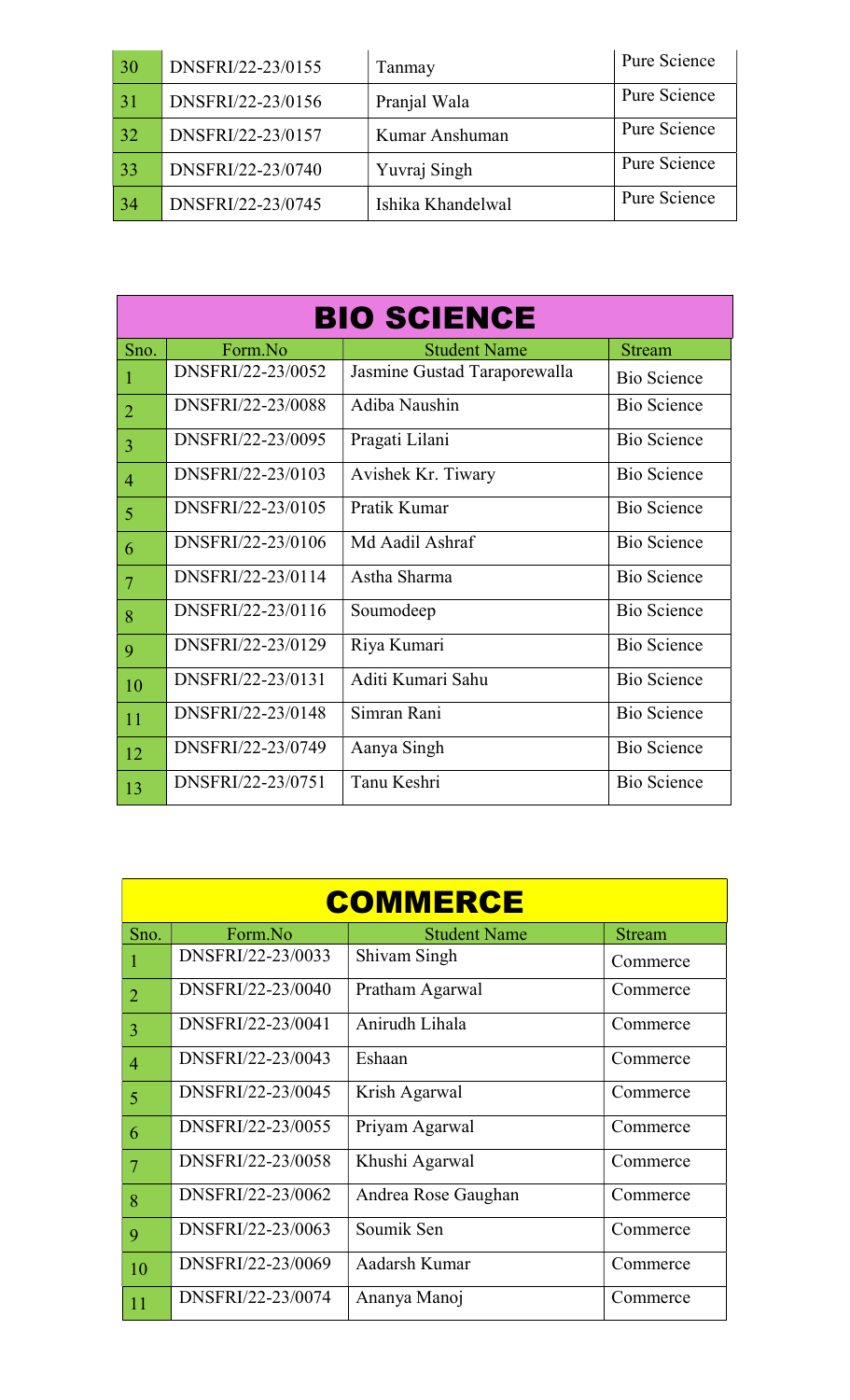| 30 | DNSFRI/22-23/0155 | Tanmay | Pure Science |
|---|---|---|---|
| 31 | DNSFRI/22-23/0156 | Pranjal Wala | Pure Science |
| 32 | DNSFRI/22-23/0157 | Kumar Anshuman | Pure Science |
| 33 | DNSFRI/22-23/0740 | Yuvraj Singh | Pure Science |
| 34 | DNSFRI/22-23/0745 | Ishika Khandelwal | Pure Science |

## BIO SCIENCE

| Sno. | Form.No | Student Name | Stream |
|---|---|---|---|
| 1 | DNSFRI/22-23/0052 | Jasmine Gustad Taraporewalla | Bio Science |
| 2 | DNSFRI/22-23/0088 | Adiba Naushin | Bio Science |
| 3 | DNSFRI/22-23/0095 | Pragati Lilani | Bio Science |
| 4 | DNSFRI/22-23/0103 | Avishek Kr. Tiwary | Bio Science |
| 5 | DNSFRI/22-23/0105 | Pratik Kumar | Bio Science |
| 6 | DNSFRI/22-23/0106 | Md Aadil Ashraf | Bio Science |
| 7 | DNSFRI/22-23/0114 | Astha Sharma | Bio Science |
| 8 | DNSFRI/22-23/0116 | Soumodeep | Bio Science |
| 9 | DNSFRI/22-23/0129 | Riya Kumari | Bio Science |
| 10 | DNSFRI/22-23/0131 | Aditi Kumari Sahu | Bio Science |
| 11 | DNSFRI/22-23/0148 | Simran Rani | Bio Science |
| 12 | DNSFRI/22-23/0749 | Aanya Singh | Bio Science |
| 13 | DNSFRI/22-23/0751 | Tanu Keshri | Bio Science |

## COMMERCE

| Sno. | Form.No | Student Name | Stream |
|---|---|---|---|
| 1 | DNSFRI/22-23/0033 | Shivam Singh | Commerce |
| 2 | DNSFRI/22-23/0040 | Pratham Agarwal | Commerce |
| 3 | DNSFRI/22-23/0041 | Anirudh Lihala | Commerce |
| 4 | DNSFRI/22-23/0043 | Eshaan | Commerce |
| 5 | DNSFRI/22-23/0045 | Krish Agarwal | Commerce |
| 6 | DNSFRI/22-23/0055 | Priyam Agarwal | Commerce |
| 7 | DNSFRI/22-23/0058 | Khushi Agarwal | Commerce |
| 8 | DNSFRI/22-23/0062 | Andrea Rose Gaughan | Commerce |
| 9 | DNSFRI/22-23/0063 | Soumik Sen | Commerce |
| 10 | DNSFRI/22-23/0069 | Aadarsh Kumar | Commerce |
| 11 | DNSFRI/22-23/0074 | Ananya Manoj | Commerce |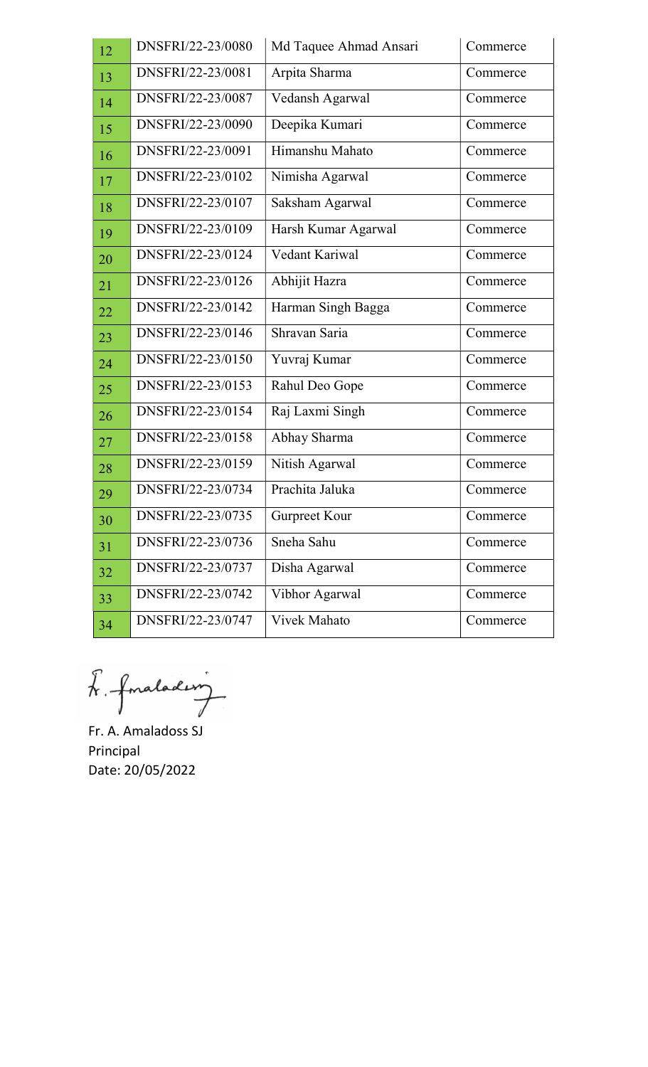| | | | |
|---|---|---|---|
| 12 | DNSFRI/22-23/0080 | Md Taquee Ahmad Ansari | Commerce |
| 13 | DNSFRI/22-23/0081 | Arpita Sharma | Commerce |
| 14 | DNSFRI/22-23/0087 | Vedansh Agarwal | Commerce |
| 15 | DNSFRI/22-23/0090 | Deepika Kumari | Commerce |
| 16 | DNSFRI/22-23/0091 | Himanshu Mahato | Commerce |
| 17 | DNSFRI/22-23/0102 | Nimisha Agarwal | Commerce |
| 18 | DNSFRI/22-23/0107 | Saksham Agarwal | Commerce |
| 19 | DNSFRI/22-23/0109 | Harsh Kumar Agarwal | Commerce |
| 20 | DNSFRI/22-23/0124 | Vedant Kariwal | Commerce |
| 21 | DNSFRI/22-23/0126 | Abhijit Hazra | Commerce |
| 22 | DNSFRI/22-23/0142 | Harman Singh Bagga | Commerce |
| 23 | DNSFRI/22-23/0146 | Shravan Saria | Commerce |
| 24 | DNSFRI/22-23/0150 | Yuvraj Kumar | Commerce |
| 25 | DNSFRI/22-23/0153 | Rahul Deo Gope | Commerce |
| 26 | DNSFRI/22-23/0154 | Raj Laxmi Singh | Commerce |
| 27 | DNSFRI/22-23/0158 | Abhay Sharma | Commerce |
| 28 | DNSFRI/22-23/0159 | Nitish Agarwal | Commerce |
| 29 | DNSFRI/22-23/0734 | Prachita Jaluka | Commerce |
| 30 | DNSFRI/22-23/0735 | Gurpreet Kour | Commerce |
| 31 | DNSFRI/22-23/0736 | Sneha Sahu | Commerce |
| 32 | DNSFRI/22-23/0737 | Disha Agarwal | Commerce |
| 33 | DNSFRI/22-23/0742 | Vibhor Agarwal | Commerce |
| 34 | DNSFRI/22-23/0747 | Vivek Mahato | Commerce |

Fr. A. Amaladoss SJ
Principal
Date: 20/05/2022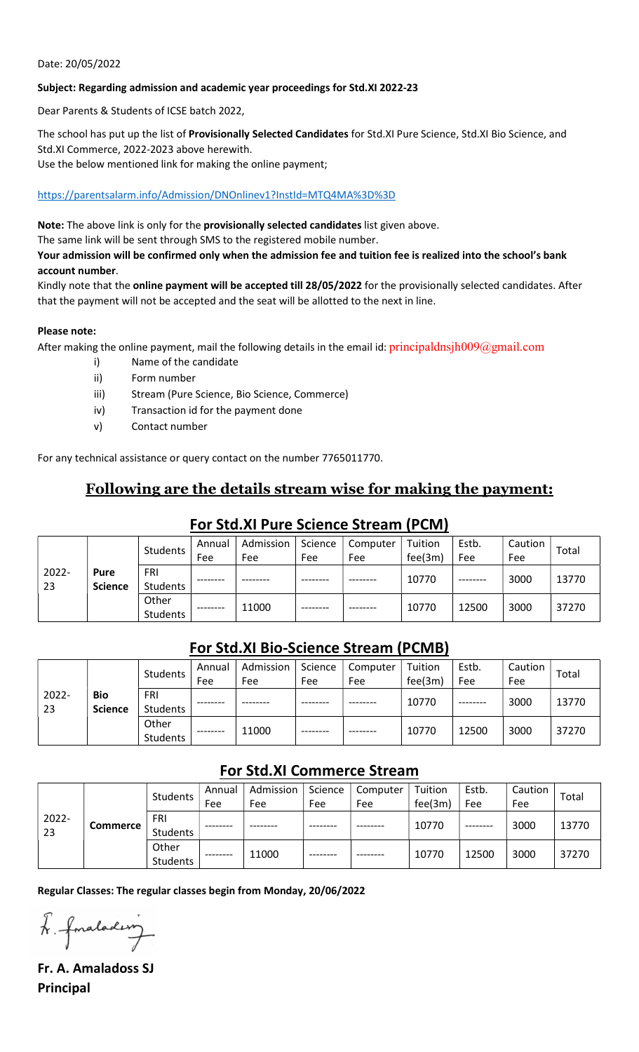Date: 20/05/2022

**Subject: Regarding admission and academic year proceedings for Std.XI 2022-23**

Dear Parents & Students of ICSE batch 2022,

The school has put up the list of **Provisionally Selected Candidates** for Std.XI Pure Science, Std.XI Bio Science, and Std.XI Commerce, 2022-2023 above herewith.
Use the below mentioned link for making the online payment;

https://parentsalarm.info/Admission/DNOnlinev1?InstId=MTQ4MA%3D%3D

**Note:** The above link is only for the **provisionally selected candidates** list given above.
The same link will be sent through SMS to the registered mobile number.
**Your admission will be confirmed only when the admission fee and tuition fee is realized into the school's bank account number**.
Kindly note that the **online payment will be accepted till 28/05/2022** for the provisionally selected candidates. After that the payment will not be accepted and the seat will be allotted to the next in line.

**Please note:**
After making the online payment, mail the following details in the email id: principaldnsjh009@gmail.com

i) Name of the candidate
ii) Form number
iii) Stream (Pure Science, Bio Science, Commerce)
iv) Transaction id for the payment done
v) Contact number

For any technical assistance or query contact on the number 7765011770.

## Following are the details stream wise for making the payment:

### For Std.XI Pure Science Stream (PCM)

| | | Students | Annual Fee | Admission Fee | Science Fee | Computer Fee | Tuition fee(3m) | Estb. Fee | Caution Fee | Total |
|---|---|---|---|---|---|---|---|---|---|---|
| 2022-23 | **Pure Science** | FRI Students | -------- | -------- | -------- | -------- | 10770 | -------- | 3000 | 13770 |
| | | Other Students | -------- | 11000 | -------- | -------- | 10770 | 12500 | 3000 | 37270 |

### For Std.XI Bio-Science Stream (PCMB)

| | | Students | Annual Fee | Admission Fee | Science Fee | Computer Fee | Tuition fee(3m) | Estb. Fee | Caution Fee | Total |
|---|---|---|---|---|---|---|---|---|---|---|
| 2022-23 | **Bio Science** | FRI Students | -------- | -------- | -------- | -------- | 10770 | -------- | 3000 | 13770 |
| | | Other Students | -------- | 11000 | -------- | -------- | 10770 | 12500 | 3000 | 37270 |

### For Std.XI Commerce Stream

| | | Students | Annual Fee | Admission Fee | Science Fee | Computer Fee | Tuition fee(3m) | Estb. Fee | Caution Fee | Total |
|---|---|---|---|---|---|---|---|---|---|---|
| 2022-23 | **Commerce** | FRI Students | -------- | -------- | -------- | -------- | 10770 | -------- | 3000 | 13770 |
| | | Other Students | -------- | 11000 | -------- | -------- | 10770 | 12500 | 3000 | 37270 |

**Regular Classes: The regular classes begin from Monday, 20/06/2022**

**Fr. A. Amaladoss SJ**
**Principal**